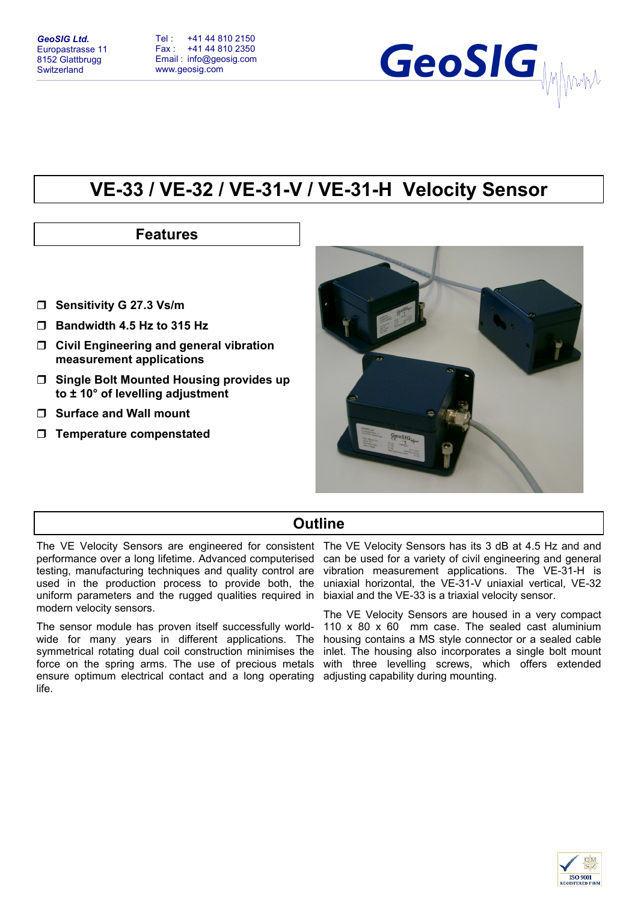**GeoSIG Ltd.**
Europastrasse 11
8152 Glattbrugg
Switzerland

Tel : +41 44 810 2150
Fax : +41 44 810 2350
Email : info@geosig.com
www.geosig.com

# VE-33 / VE-32 / VE-31-V / VE-31-H Velocity Sensor

## Features

- **Sensitivity G 27.3 Vs/m**
- **Bandwidth 4.5 Hz to 315 Hz**
- **Civil Engineering and general vibration measurement applications**
- **Single Bolt Mounted Housing provides up to ± 10° of levelling adjustment**
- **Surface and Wall mount**
- **Temperature compenstated**

## Outline

The VE Velocity Sensors are engineered for consistent performance over a long lifetime. Advanced computerised testing, manufacturing techniques and quality control are used in the production process to provide both, the uniform parameters and the rugged qualities required in modern velocity sensors.

The sensor module has proven itself successfully world-wide for many years in different applications. The symmetrical rotating dual coil construction minimises the force on the spring arms. The use of precious metals ensure optimum electrical contact and a long operating life.

The VE Velocity Sensors has its 3 dB at 4.5 Hz and and can be used for a variety of civil engineering and general vibration measurement applications. The VE-31-H is uniaxial horizontal, the VE-31-V uniaxial vertical, VE-32 biaxial and the VE-33 is a triaxial velocity sensor.

The VE Velocity Sensors are housed in a very compact 110 x 80 x 60 mm case. The sealed cast aluminium housing contains a MS style connector or a sealed cable inlet. The housing also incorporates a single bolt mount with three levelling screws, which offers extended adjusting capability during mounting.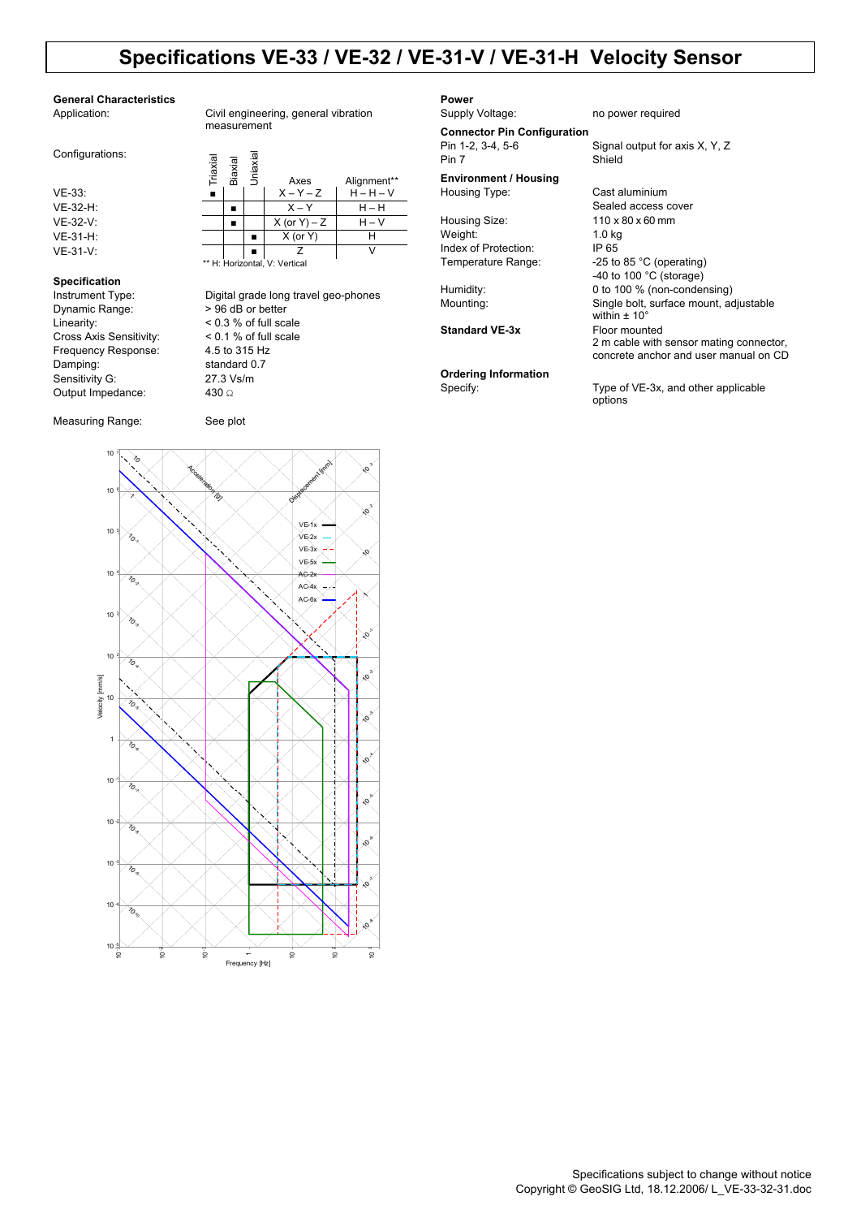# Specifications VE-33 / VE-32 / VE-31-V / VE-31-H Velocity Sensor

### General Characteristics

Application: Civil engineering, general vibration measurement

Configurations:

| | Triaxial | Biaxial | Uniaxial | Axes | Alignment** |
|---|---|---|---|---|---|
| VE-33: | ■ | | | X – Y – Z | H – H – V |
| VE-32-H: | | ■ | | X – Y | H – H |
| VE-32-V: | | ■ | | X (or Y) – Z | H – V |
| VE-31-H: | | | ■ | X (or Y) | H |
| VE-31-V: | | | ■ | Z | V |

** H: Horizontal, V: Vertical

### Specification

Instrument Type: Digital grade long travel geo-phones
Dynamic Range: > 96 dB or better
Linearity: < 0.3 % of full scale
Cross Axis Sensitivity: < 0.1 % of full scale
Frequency Response: 4.5 to 315 Hz
Damping: standard 0.7
Sensitivity G: 27.3 Vs/m
Output Impedance: 430 Ω

Measuring Range: See plot

Velocity [mm/s]
Frequency [Hz]
Acceleration [g]
Displacement [mm]
VE-1x
VE-2x
VE-3x
VE-5x
AC-2x
AC-4x
AC-6x

### Power

Supply Voltage: no power required

### Connector Pin Configuration

Pin 1-2, 3-4, 5-6: Signal output for axis X, Y, Z
Pin 7: Shield

### Environment / Housing

Housing Type: Cast aluminium
Sealed access cover
Housing Size: 110 x 80 x 60 mm
Weight: 1.0 kg
Index of Protection: IP 65
Temperature Range: -25 to 85 °C (operating)
-40 to 100 °C (storage)
Humidity: 0 to 100 % (non-condensing)
Mounting: Single bolt, surface mount, adjustable within ± 10°

### Standard VE-3x

Floor mounted
2 m cable with sensor mating connector, concrete anchor and user manual on CD

### Ordering Information

Specify: Type of VE-3x, and other applicable options

Specifications subject to change without notice
Copyright © GeoSIG Ltd, 18.12.2006/ L_VE-33-32-31.doc